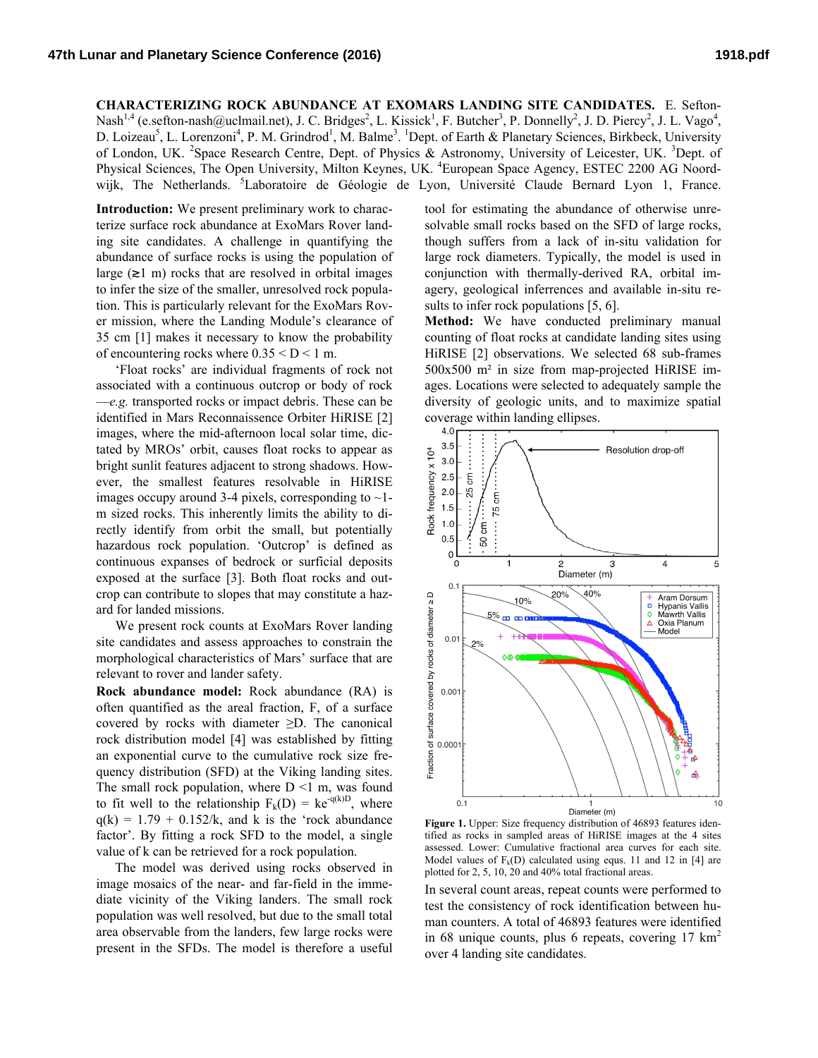# CHARACTERIZING ROCK ABUNDANCE AT EXOMARS LANDING SITE CANDIDATES.

E. Sefton-Nash[1,4] (e.sefton-nash@uclmail.net), J. C. Bridges[2], L. Kissick[1], F. Butcher[3], P. Donnelly[2], J. D. Piercy[2], J. L. Vago[4], D. Loizeau[5], L. Lorenzoni[4], P. M. Grindrod[1], M. Balme[3]. [1]Dept. of Earth & Planetary Sciences, Birkbeck, University of London, UK. [2]Space Research Centre, Dept. of Physics & Astronomy, University of Leicester, UK. [3]Dept. of Physical Sciences, The Open University, Milton Keynes, UK. [4]European Space Agency, ESTEC 2200 AG Noordwijk, The Netherlands. [5]Laboratoire de Géologie de Lyon, Université Claude Bernard Lyon 1, France.

**Introduction:** We present preliminary work to characterize surface rock abundance at ExoMars Rover landing site candidates. A challenge in quantifying the abundance of surface rocks is using the population of large (≳1 m) rocks that are resolved in orbital images to infer the size of the smaller, unresolved rock population. This is particularly relevant for the ExoMars Rover mission, where the Landing Module's clearance of 35 cm [1] makes it necessary to know the probability of encountering rocks where $0.35 < D < 1$ m.

'Float rocks' are individual fragments of rock not associated with a continuous outcrop or body of rock —*e.g.* transported rocks or impact debris. These can be identified in Mars Reconnaissance Orbiter HiRISE [2] images, where the mid-afternoon local solar time, dictated by MROs' orbit, causes float rocks to appear as bright sunlit features adjacent to strong shadows. However, the smallest features resolvable in HiRISE images occupy around 3-4 pixels, corresponding to ~1-m sized rocks. This inherently limits the ability to directly identify from orbit the small, but potentially hazardous rock population. 'Outcrop' is defined as continuous expanses of bedrock or surficial deposits exposed at the surface [3]. Both float rocks and outcrop can contribute to slopes that may constitute a hazard for landed missions.

We present rock counts at ExoMars Rover landing site candidates and assess approaches to constrain the morphological characteristics of Mars' surface that are relevant to rover and lander safety.

**Rock abundance model:** Rock abundance (RA) is often quantified as the areal fraction, F, of a surface covered by rocks with diameter ≥D. The canonical rock distribution model [4] was established by fitting an exponential curve to the cumulative rock size frequency distribution (SFD) at the Viking landing sites. The small rock population, where $D < 1$ m, was found to fit well to the relationship $F_k(D) = ke^{-q(k)D}$, where $q(k) = 1.79 + 0.152/k$, and k is the 'rock abundance factor'. By fitting a rock SFD to the model, a single value of k can be retrieved for a rock population.

The model was derived using rocks observed in image mosaics of the near- and far-field in the immediate vicinity of the Viking landers. The small rock population was well resolved, but due to the small total area observable from the landers, few large rocks were present in the SFDs. The model is therefore a useful tool for estimating the abundance of otherwise unresolvable small rocks based on the SFD of large rocks, though suffers from a lack of in-situ validation for large rock diameters. Typically, the model is used in conjunction with thermally-derived RA, orbital imagery, geological inferences and available in-situ results to infer rock populations [5, 6].

**Method:** We have conducted preliminary manual counting of float rocks at candidate landing sites using HiRISE [2] observations. We selected 68 sub-frames 500x500 m² in size from map-projected HiRISE images. Locations were selected to adequately sample the diversity of geologic units, and to maximize spatial coverage within landing ellipses.

**Figure 1.** Upper: Size frequency distribution of 46893 features identified as rocks in sampled areas of HiRISE images at the 4 sites assessed. Lower: Cumulative fractional area curves for each site. Model values of $F_k(D)$ calculated using equs. 11 and 12 in [4] are plotted for 2, 5, 10, 20 and 40% total fractional areas.

In several count areas, repeat counts were performed to test the consistency of rock identification between human counters. A total of 46893 features were identified in 68 unique counts, plus 6 repeats, covering 17 km² over 4 landing site candidates.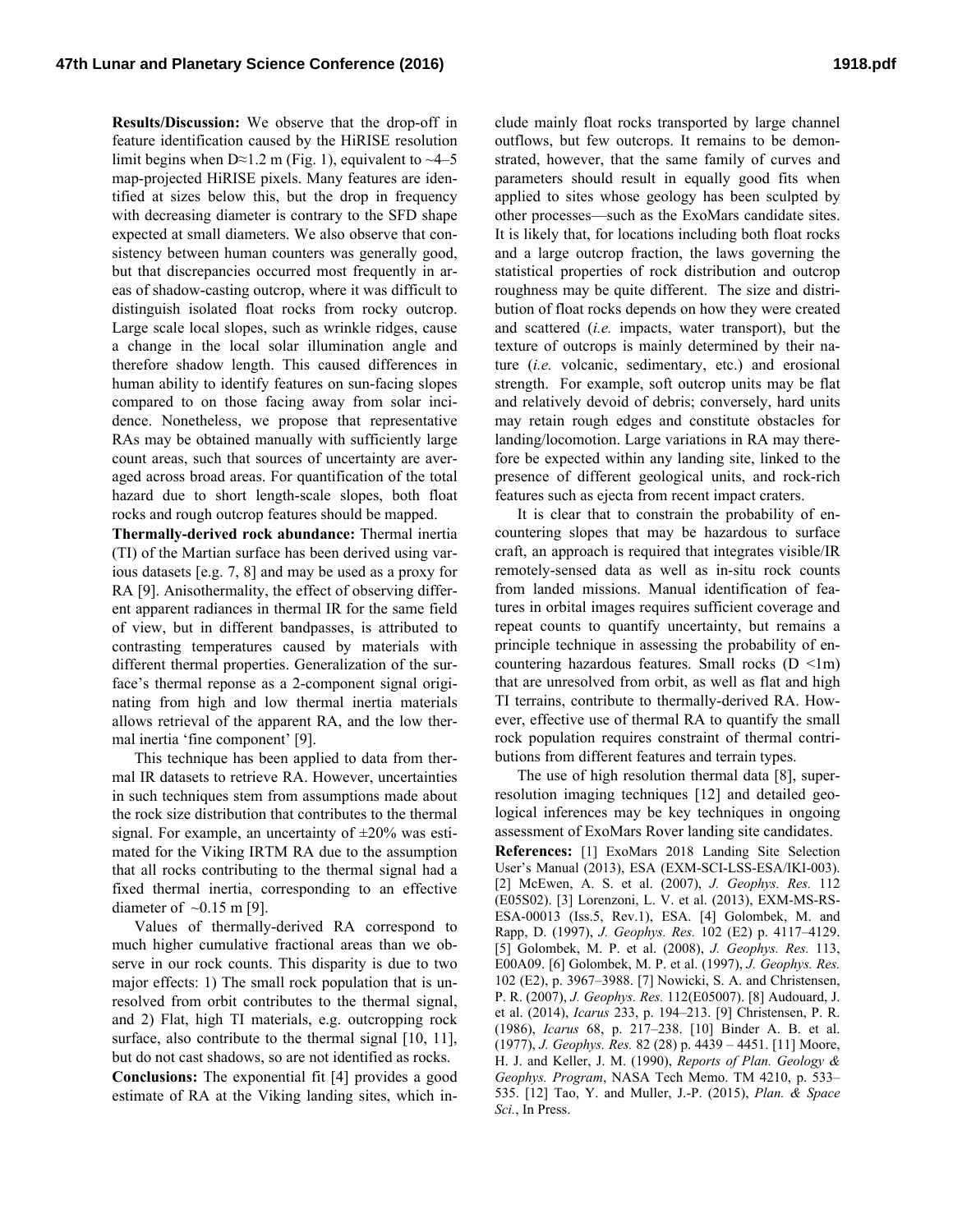**Results/Discussion:** We observe that the drop-off in feature identification caused by the HiRISE resolution limit begins when D≈1.2 m (Fig. 1), equivalent to ~4–5 map-projected HiRISE pixels. Many features are identified at sizes below this, but the drop in frequency with decreasing diameter is contrary to the SFD shape expected at small diameters. We also observe that consistency between human counters was generally good, but that discrepancies occurred most frequently in areas of shadow-casting outcrop, where it was difficult to distinguish isolated float rocks from rocky outcrop. Large scale local slopes, such as wrinkle ridges, cause a change in the local solar illumination angle and therefore shadow length. This caused differences in human ability to identify features on sun-facing slopes compared to on those facing away from solar incidence. Nonetheless, we propose that representative RAs may be obtained manually with sufficiently large count areas, such that sources of uncertainty are averaged across broad areas. For quantification of the total hazard due to short length-scale slopes, both float rocks and rough outcrop features should be mapped.

**Thermally-derived rock abundance:** Thermal inertia (TI) of the Martian surface has been derived using various datasets [e.g. 7, 8] and may be used as a proxy for RA [9]. Anisothermality, the effect of observing different apparent radiances in thermal IR for the same field of view, but in different bandpasses, is attributed to contrasting temperatures caused by materials with different thermal properties. Generalization of the surface's thermal reponse as a 2-component signal originating from high and low thermal inertia materials allows retrieval of the apparent RA, and the low thermal inertia 'fine component' [9].

This technique has been applied to data from thermal IR datasets to retrieve RA. However, uncertainties in such techniques stem from assumptions made about the rock size distribution that contributes to the thermal signal. For example, an uncertainty of ±20% was estimated for the Viking IRTM RA due to the assumption that all rocks contributing to the thermal signal had a fixed thermal inertia, corresponding to an effective diameter of ~0.15 m [9].

Values of thermally-derived RA correspond to much higher cumulative fractional areas than we observe in our rock counts. This disparity is due to two major effects: 1) The small rock population that is unresolved from orbit contributes to the thermal signal, and 2) Flat, high TI materials, e.g. outcropping rock surface, also contribute to the thermal signal [10, 11], but do not cast shadows, so are not identified as rocks.

**Conclusions:** The exponential fit [4] provides a good estimate of RA at the Viking landing sites, which include mainly float rocks transported by large channel outflows, but few outcrops. It remains to be demonstrated, however, that the same family of curves and parameters should result in equally good fits when applied to sites whose geology has been sculpted by other processes—such as the ExoMars candidate sites. It is likely that, for locations including both float rocks and a large outcrop fraction, the laws governing the statistical properties of rock distribution and outcrop roughness may be quite different. The size and distribution of float rocks depends on how they were created and scattered (*i.e.* impacts, water transport), but the texture of outcrops is mainly determined by their nature (*i.e.* volcanic, sedimentary, etc.) and erosional strength. For example, soft outcrop units may be flat and relatively devoid of debris; conversely, hard units may retain rough edges and constitute obstacles for landing/locomotion. Large variations in RA may therefore be expected within any landing site, linked to the presence of different geological units, and rock-rich features such as ejecta from recent impact craters.

It is clear that to constrain the probability of encountering slopes that may be hazardous to surface craft, an approach is required that integrates visible/IR remotely-sensed data as well as in-situ rock counts from landed missions. Manual identification of features in orbital images requires sufficient coverage and repeat counts to quantify uncertainty, but remains a principle technique in assessing the probability of encountering hazardous features. Small rocks (D <1m) that are unresolved from orbit, as well as flat and high TI terrains, contribute to thermally-derived RA. However, effective use of thermal RA to quantify the small rock population requires constraint of thermal contributions from different features and terrain types.

The use of high resolution thermal data [8], super-resolution imaging techniques [12] and detailed geological inferences may be key techniques in ongoing assessment of ExoMars Rover landing site candidates.

**References:** [1] ExoMars 2018 Landing Site Selection User's Manual (2013), ESA (EXM-SCI-LSS-ESA/IKI-003). [2] McEwen, A. S. et al. (2007), *J. Geophys. Res.* 112 (E05S02). [3] Lorenzoni, L. V. et al. (2013), EXM-MS-RS-ESA-00013 (Iss.5, Rev.1), ESA. [4] Golombek, M. and Rapp, D. (1997), *J. Geophys. Res.* 102 (E2) p. 4117–4129. [5] Golombek, M. P. et al. (2008), *J. Geophys. Res.* 113, E00A09. [6] Golombek, M. P. et al. (1997), *J. Geophys. Res.* 102 (E2), p. 3967–3988. [7] Nowicki, S. A. and Christensen, P. R. (2007), *J. Geophys. Res.* 112(E05007). [8] Audouard, J. et al. (2014), *Icarus* 233, p. 194–213. [9] Christensen, P. R. (1986), *Icarus* 68, p. 217–238. [10] Binder A. B. et al. (1977), *J. Geophys. Res.* 82 (28) p. 4439 – 4451. [11] Moore, H. J. and Keller, J. M. (1990), *Reports of Plan. Geology & Geophys. Program*, NASA Tech Memo. TM 4210, p. 533–535. [12] Tao, Y. and Muller, J.-P. (2015), *Plan. & Space Sci.*, In Press.